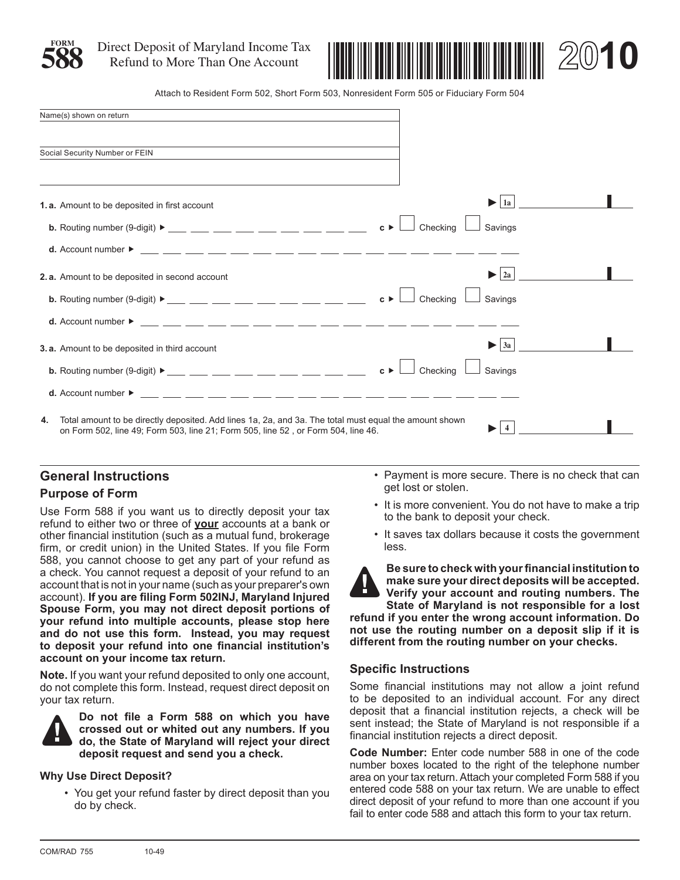# FORM 588 — Direct Deposit of Maryland Income Tax Refund to More Than One Account — 2010

Attach to Resident Form 502, Short Form 503, Nonresident Form 505 or Fiduciary Form 504

Name(s) shown on return

Social Security Number or FEIN

**1. a.** Amount to be deposited in first account ▶ 1a ____________

**b.** Routing number (9-digit) ▶ ___ ___ ___ ___ ___ ___ ___ ___ ___ **c** ▶ ☐ Checking ☐ Savings

**d.** Account number ▶ ___ ___ ___ ___ ___ ___ ___ ___ ___ ___ ___ ___ ___ ___ ___ ___ ___

**2. a.** Amount to be deposited in second account ▶ 2a ____________

**b.** Routing number (9-digit) ▶ ___ ___ ___ ___ ___ ___ ___ ___ ___ **c** ▶ ☐ Checking ☐ Savings

**d.** Account number ▶ ___ ___ ___ ___ ___ ___ ___ ___ ___ ___ ___ ___ ___ ___ ___ ___ ___

**3. a.** Amount to be deposited in third account ▶ 3a ____________

**b.** Routing number (9-digit) ▶ ___ ___ ___ ___ ___ ___ ___ ___ ___ **c** ▶ ☐ Checking ☐ Savings

**d.** Account number ▶ ___ ___ ___ ___ ___ ___ ___ ___ ___ ___ ___ ___ ___ ___ ___ ___ ___

**4.** Total amount to be directly deposited. Add lines 1a, 2a, and 3a. The total must equal the amount shown on Form 502, line 49; Form 503, line 21; Form 505, line 52 , or Form 504, line 46. ▶ 4 ____________

## General Instructions

### Purpose of Form

Use Form 588 if you want us to directly deposit your tax refund to either two or three of **your** accounts at a bank or other financial institution (such as a mutual fund, brokerage firm, or credit union) in the United States. If you file Form 588, you cannot choose to get any part of your refund as a check. You cannot request a deposit of your refund to an account that is not in your name (such as your preparer's own account). **If you are filing Form 502INJ, Maryland Injured Spouse Form, you may not direct deposit portions of your refund into multiple accounts, please stop here and do not use this form. Instead, you may request to deposit your refund into one financial institution's account on your income tax return.**

**Note.** If you want your refund deposited to only one account, do not complete this form. Instead, request direct deposit on your tax return.

**Do not file a Form 588 on which you have crossed out or whited out any numbers. If you do, the State of Maryland will reject your direct deposit request and send you a check.**

### Why Use Direct Deposit?

- You get your refund faster by direct deposit than you do by check.
- Payment is more secure. There is no check that can get lost or stolen.
- It is more convenient. You do not have to make a trip to the bank to deposit your check.
- It saves tax dollars because it costs the government less.

**Be sure to check with your financial institution to make sure your direct deposits will be accepted. Verify your account and routing numbers. The State of Maryland is not responsible for a lost refund if you enter the wrong account information. Do not use the routing number on a deposit slip if it is different from the routing number on your checks.**

### Specific Instructions

Some financial institutions may not allow a joint refund to be deposited to an individual account. For any direct deposit that a financial institution rejects, a check will be sent instead; the State of Maryland is not responsible if a financial institution rejects a direct deposit.

**Code Number:** Enter code number 588 in one of the code number boxes located to the right of the telephone number area on your tax return. Attach your completed Form 588 if you entered code 588 on your tax return. We are unable to effect direct deposit of your refund to more than one account if you fail to enter code 588 and attach this form to your tax return.

COM/RAD 755 10-49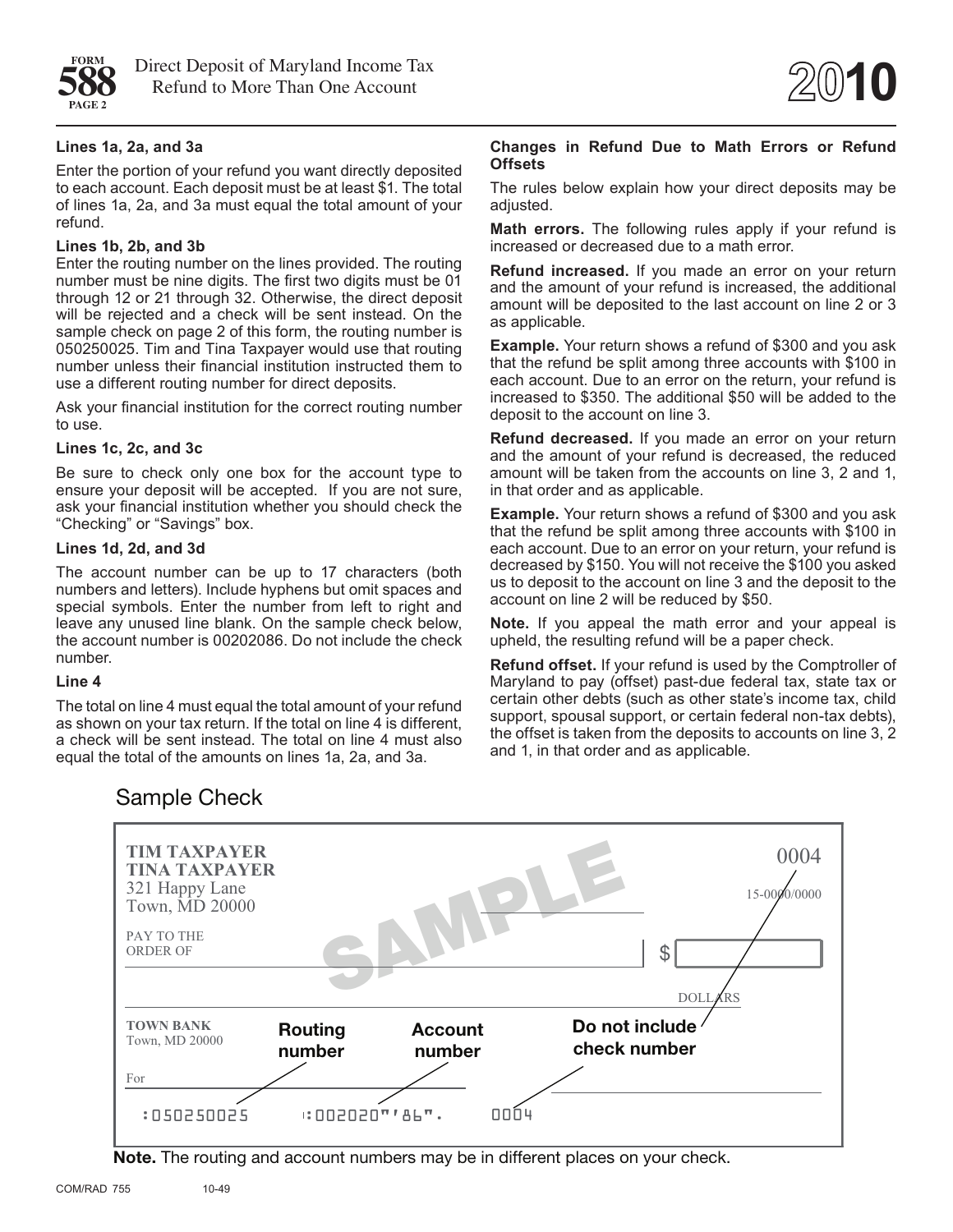# Direct Deposit of Maryland Income Tax Refund to More Than One Account

**FORM 588 PAGE 2** — **2010**

### Lines 1a, 2a, and 3a

Enter the portion of your refund you want directly deposited to each account. Each deposit must be at least $1. The total of lines 1a, 2a, and 3a must equal the total amount of your refund.

### Lines 1b, 2b, and 3b

Enter the routing number on the lines provided. The routing number must be nine digits. The first two digits must be 01 through 12 or 21 through 32. Otherwise, the direct deposit will be rejected and a check will be sent instead. On the sample check on page 2 of this form, the routing number is 050250025. Tim and Tina Taxpayer would use that routing number unless their financial institution instructed them to use a different routing number for direct deposits.

Ask your financial institution for the correct routing number to use.

### Lines 1c, 2c, and 3c

Be sure to check only one box for the account type to ensure your deposit will be accepted. If you are not sure, ask your financial institution whether you should check the "Checking" or "Savings" box.

### Lines 1d, 2d, and 3d

The account number can be up to 17 characters (both numbers and letters). Include hyphens but omit spaces and special symbols. Enter the number from left to right and leave any unused line blank. On the sample check below, the account number is 00202086. Do not include the check number.

### Line 4

The total on line 4 must equal the total amount of your refund as shown on your tax return. If the total on line 4 is different, a check will be sent instead. The total on line 4 must also equal the total of the amounts on lines 1a, 2a, and 3a.

### Changes in Refund Due to Math Errors or Refund Offsets

The rules below explain how your direct deposits may be adjusted.

**Math errors.** The following rules apply if your refund is increased or decreased due to a math error.

**Refund increased.** If you made an error on your return and the amount of your refund is increased, the additional amount will be deposited to the last account on line 2 or 3 as applicable.

**Example.** Your return shows a refund of $300 and you ask that the refund be split among three accounts with $100 in each account. Due to an error on the return, your refund is increased to $350. The additional $50 will be added to the deposit to the account on line 3.

**Refund decreased.** If you made an error on your return and the amount of your refund is decreased, the reduced amount will be taken from the accounts on line 3, 2 and 1, in that order and as applicable.

**Example.** Your return shows a refund of $300 and you ask that the refund be split among three accounts with $100 in each account. Due to an error on your return, your refund is decreased by $150. You will not receive the $100 you asked us to deposit to the account on line 3 and the deposit to the account on line 2 will be reduced by $50.

**Note.** If you appeal the math error and your appeal is upheld, the resulting refund will be a paper check.

**Refund offset.** If your refund is used by the Comptroller of Maryland to pay (offset) past-due federal tax, state tax or certain other debts (such as other state's income tax, child support, spousal support, or certain federal non-tax debts), the offset is taken from the deposits to accounts on line 3, 2 and 1, in that order and as applicable.

## Sample Check

TIM TAXPAYER
TINA TAXPAYER
321 Happy Lane
Town, MD 20000

0004
15-0000/0000

SAMPLE

PAY TO THE ORDER OF
$
DOLLARS

TOWN BANK
Town, MD 20000

For

Routing number
Account number
Do not include check number

:050250025 ⑆:00202086"'. 0004

**Note.** The routing and account numbers may be in different places on your check.

COM/RAD 755 10-49